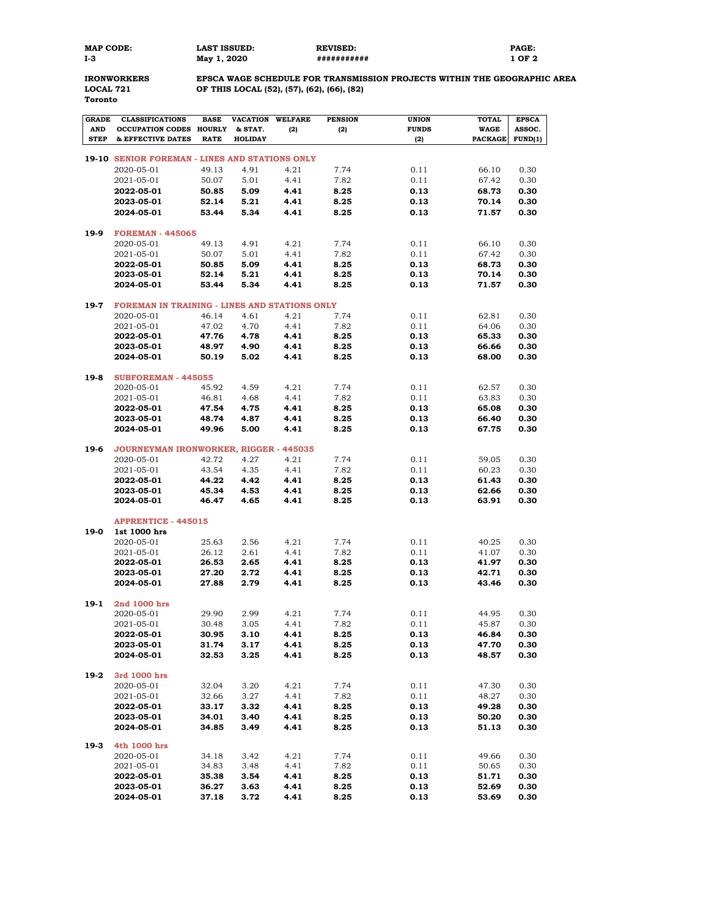| MAP CODE: | LAST ISSUED: | REVISED: |
| --- | --- | --- |
| I-3 | May 1, 2020 | ########### |

**IRONWORKERS**
**LOCAL 721**
**Toronto**

**EPSCA WAGE SCHEDULE FOR TRANSMISSION PROJECTS WITHIN THE GEOGRAPHIC AREA OF THIS LOCAL (52), (57), (62), (66), (82)**

| GRADE AND STEP | CLASSIFICATIONS OCCUPATION CODES & EFFECTIVE DATES | BASE HOURLY RATE | VACATION & STAT. HOLIDAY | WELFARE (2) | PENSION (2) | UNION FUNDS (2) | TOTAL WAGE PACKAGE | EPSCA ASSOC. FUND(1) |
| --- | --- | --- | --- | --- | --- | --- | --- | --- |
| 19-10 | **SENIOR FOREMAN - LINES AND STATIONS ONLY** | | | | | | | |
| | 2020-05-01 | 49.13 | 4.91 | 4.21 | 7.74 | 0.11 | 66.10 | 0.30 |
| | 2021-05-01 | 50.07 | 5.01 | 4.41 | 7.82 | 0.11 | 67.42 | 0.30 |
| | **2022-05-01** | **50.85** | **5.09** | **4.41** | **8.25** | **0.13** | **68.73** | **0.30** |
| | **2023-05-01** | **52.14** | **5.21** | **4.41** | **8.25** | **0.13** | **70.14** | **0.30** |
| | **2024-05-01** | **53.44** | **5.34** | **4.41** | **8.25** | **0.13** | **71.57** | **0.30** |
| 19-9 | **FOREMAN - 445065** | | | | | | | |
| | 2020-05-01 | 49.13 | 4.91 | 4.21 | 7.74 | 0.11 | 66.10 | 0.30 |
| | 2021-05-01 | 50.07 | 5.01 | 4.41 | 7.82 | 0.11 | 67.42 | 0.30 |
| | **2022-05-01** | **50.85** | **5.09** | **4.41** | **8.25** | **0.13** | **68.73** | **0.30** |
| | **2023-05-01** | **52.14** | **5.21** | **4.41** | **8.25** | **0.13** | **70.14** | **0.30** |
| | **2024-05-01** | **53.44** | **5.34** | **4.41** | **8.25** | **0.13** | **71.57** | **0.30** |
| 19-7 | **FOREMAN IN TRAINING - LINES AND STATIONS ONLY** | | | | | | | |
| | 2020-05-01 | 46.14 | 4.61 | 4.21 | 7.74 | 0.11 | 62.81 | 0.30 |
| | 2021-05-01 | 47.02 | 4.70 | 4.41 | 7.82 | 0.11 | 64.06 | 0.30 |
| | **2022-05-01** | **47.76** | **4.78** | **4.41** | **8.25** | **0.13** | **65.33** | **0.30** |
| | **2023-05-01** | **48.97** | **4.90** | **4.41** | **8.25** | **0.13** | **66.66** | **0.30** |
| | **2024-05-01** | **50.19** | **5.02** | **4.41** | **8.25** | **0.13** | **68.00** | **0.30** |
| 19-8 | **SUBFOREMAN - 445055** | | | | | | | |
| | 2020-05-01 | 45.92 | 4.59 | 4.21 | 7.74 | 0.11 | 62.57 | 0.30 |
| | 2021-05-01 | 46.81 | 4.68 | 4.41 | 7.82 | 0.11 | 63.83 | 0.30 |
| | **2022-05-01** | **47.54** | **4.75** | **4.41** | **8.25** | **0.13** | **65.08** | **0.30** |
| | **2023-05-01** | **48.74** | **4.87** | **4.41** | **8.25** | **0.13** | **66.40** | **0.30** |
| | **2024-05-01** | **49.96** | **5.00** | **4.41** | **8.25** | **0.13** | **67.75** | **0.30** |
| 19-6 | **JOURNEYMAN IRONWORKER, RIGGER - 445035** | | | | | | | |
| | 2020-05-01 | 42.72 | 4.27 | 4.21 | 7.74 | 0.11 | 59.05 | 0.30 |
| | 2021-05-01 | 43.54 | 4.35 | 4.41 | 7.82 | 0.11 | 60.23 | 0.30 |
| | **2022-05-01** | **44.22** | **4.42** | **4.41** | **8.25** | **0.13** | **61.43** | **0.30** |
| | **2023-05-01** | **45.34** | **4.53** | **4.41** | **8.25** | **0.13** | **62.66** | **0.30** |
| | **2024-05-01** | **46.47** | **4.65** | **4.41** | **8.25** | **0.13** | **63.91** | **0.30** |
| | **APPRENTICE - 445015** | | | | | | | |
| 19-0 | **1st 1000 hrs** | | | | | | | |
| | 2020-05-01 | 25.63 | 2.56 | 4.21 | 7.74 | 0.11 | 40.25 | 0.30 |
| | 2021-05-01 | 26.12 | 2.61 | 4.41 | 7.82 | 0.11 | 41.07 | 0.30 |
| | **2022-05-01** | **26.53** | **2.65** | **4.41** | **8.25** | **0.13** | **41.97** | **0.30** |
| | **2023-05-01** | **27.20** | **2.72** | **4.41** | **8.25** | **0.13** | **42.71** | **0.30** |
| | **2024-05-01** | **27.88** | **2.79** | **4.41** | **8.25** | **0.13** | **43.46** | **0.30** |
| 19-1 | **2nd 1000 hrs** | | | | | | | |
| | 2020-05-01 | 29.90 | 2.99 | 4.21 | 7.74 | 0.11 | 44.95 | 0.30 |
| | 2021-05-01 | 30.48 | 3.05 | 4.41 | 7.82 | 0.11 | 45.87 | 0.30 |
| | **2022-05-01** | **30.95** | **3.10** | **4.41** | **8.25** | **0.13** | **46.84** | **0.30** |
| | **2023-05-01** | **31.74** | **3.17** | **4.41** | **8.25** | **0.13** | **47.70** | **0.30** |
| | **2024-05-01** | **32.53** | **3.25** | **4.41** | **8.25** | **0.13** | **48.57** | **0.30** |
| 19-2 | **3rd 1000 hrs** | | | | | | | |
| | 2020-05-01 | 32.04 | 3.20 | 4.21 | 7.74 | 0.11 | 47.30 | 0.30 |
| | 2021-05-01 | 32.66 | 3.27 | 4.41 | 7.82 | 0.11 | 48.27 | 0.30 |
| | **2022-05-01** | **33.17** | **3.32** | **4.41** | **8.25** | **0.13** | **49.28** | **0.30** |
| | **2023-05-01** | **34.01** | **3.40** | **4.41** | **8.25** | **0.13** | **50.20** | **0.30** |
| | **2024-05-01** | **34.85** | **3.49** | **4.41** | **8.25** | **0.13** | **51.13** | **0.30** |
| 19-3 | **4th 1000 hrs** | | | | | | | |
| | 2020-05-01 | 34.18 | 3.42 | 4.21 | 7.74 | 0.11 | 49.66 | 0.30 |
| | 2021-05-01 | 34.83 | 3.48 | 4.41 | 7.82 | 0.11 | 50.65 | 0.30 |
| | **2022-05-01** | **35.38** | **3.54** | **4.41** | **8.25** | **0.13** | **51.71** | **0.30** |
| | **2023-05-01** | **36.27** | **3.63** | **4.41** | **8.25** | **0.13** | **52.69** | **0.30** |
| | **2024-05-01** | **37.18** | **3.72** | **4.41** | **8.25** | **0.13** | **53.69** | **0.30** |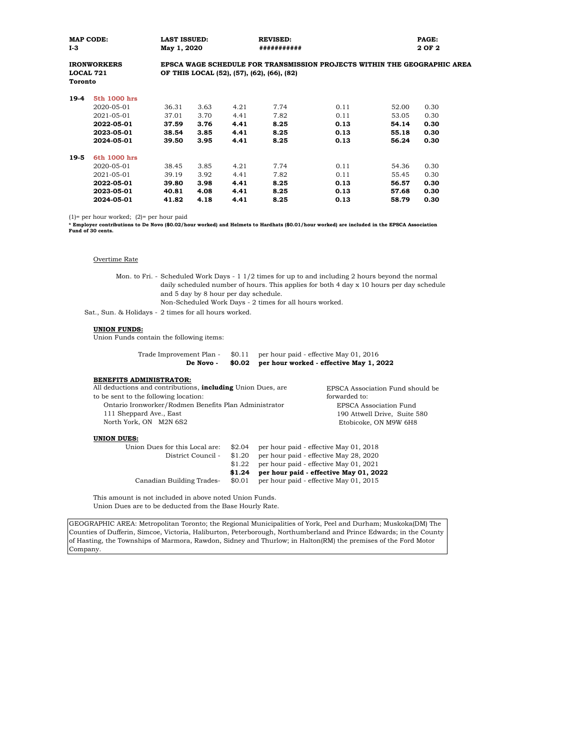**MAP CODE:** I-3 | **LAST ISSUED:** May 1, 2020 | **REVISED:** ########### | **PAGE:** 2 OF 2

**IRONWORKERS LOCAL 721 Toronto**

**EPSCA WAGE SCHEDULE FOR TRANSMISSION PROJECTS WITHIN THE GEOGRAPHIC AREA OF THIS LOCAL (52), (57), (62), (66), (82)**

| | | | | | | | | |
|---|---|---|---|---|---|---|---|---|
| **19-4** | **5th 1000 hrs** | | | | | | | |
| | 2020-05-01 | 36.31 | 3.63 | 4.21 | 7.74 | 0.11 | 52.00 | 0.30 |
| | 2021-05-01 | 37.01 | 3.70 | 4.41 | 7.82 | 0.11 | 53.05 | 0.30 |
| | **2022-05-01** | **37.59** | **3.76** | **4.41** | **8.25** | **0.13** | **54.14** | **0.30** |
| | **2023-05-01** | **38.54** | **3.85** | **4.41** | **8.25** | **0.13** | **55.18** | **0.30** |
| | **2024-05-01** | **39.50** | **3.95** | **4.41** | **8.25** | **0.13** | **56.24** | **0.30** |
| **19-5** | **6th 1000 hrs** | | | | | | | |
| | 2020-05-01 | 38.45 | 3.85 | 4.21 | 7.74 | 0.11 | 54.36 | 0.30 |
| | 2021-05-01 | 39.19 | 3.92 | 4.41 | 7.82 | 0.11 | 55.45 | 0.30 |
| | **2022-05-01** | **39.80** | **3.98** | **4.41** | **8.25** | **0.13** | **56.57** | **0.30** |
| | **2023-05-01** | **40.81** | **4.08** | **4.41** | **8.25** | **0.13** | **57.68** | **0.30** |
| | **2024-05-01** | **41.82** | **4.18** | **4.41** | **8.25** | **0.13** | **58.79** | **0.30** |

(1)= per hour worked; (2)= per hour paid

**\* Employer contributions to De Novo ($0.02/hour worked) and Helmets to Hardhats ($0.01/hour worked) are included in the EPSCA Association Fund of 30 cents.**

Overtime Rate

Mon. to Fri. - Scheduled Work Days - 1 1/2 times for up to and including 2 hours beyond the normal daily scheduled number of hours. This applies for both 4 day x 10 hours per day schedule and 5 day by 8 hour per day schedule.
Non-Scheduled Work Days - 2 times for all hours worked.

Sat., Sun. & Holidays - 2 times for all hours worked.

**UNION FUNDS:**

Union Funds contain the following items:

| | | |
|---|---|---|
| Trade Improvement Plan - | $0.11 | per hour paid - effective May 01, 2016 |
| **De Novo -** | **$0.02** | **per hour worked - effective May 1, 2022** |

**BENEFITS ADMINISTRATOR:**

All deductions and contributions, **including** Union Dues, are to be sent to the following location:

Ontario Ironworker/Rodmen Benefits Plan Administrator
111 Sheppard Ave., East
North York, ON M2N 6S2

EPSCA Association Fund should be forwarded to:

EPSCA Association Fund
190 Attwell Drive, Suite 580
Etobicoke, ON M9W 6H8

**UNION DUES:**

| | | |
|---|---|---|
| Union Dues for this Local are: | $2.04 | per hour paid - effective May 01, 2018 |
| District Council - | $1.20 | per hour paid - effective May 28, 2020 |
| | $1.22 | per hour paid - effective May 01, 2021 |
| | **$1.24** | **per hour paid - effective May 01, 2022** |
| Canadian Building Trades- | $0.01 | per hour paid - effective May 01, 2015 |

This amount is not included in above noted Union Funds.
Union Dues are to be deducted from the Base Hourly Rate.

GEOGRAPHIC AREA: Metropolitan Toronto; the Regional Municipalities of York, Peel and Durham; Muskoka(DM) The Counties of Dufferin, Simcoe, Victoria, Haliburton, Peterborough, Northumberland and Prince Edwards; in the County of Hasting, the Townships of Marmora, Rawdon, Sidney and Thurlow; in Halton(RM) the premises of the Ford Motor Company.